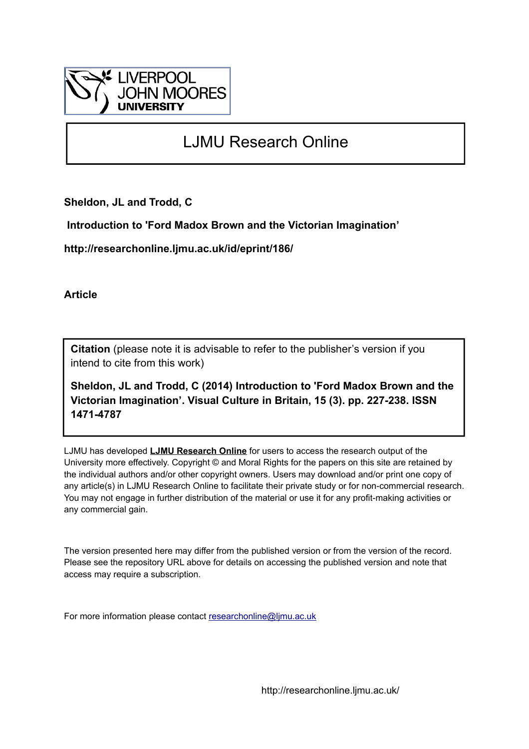LIVERPOOL JOHN MOORES UNIVERSITY

# LJMU Research Online

**Sheldon, JL and Trodd, C**

**Introduction to 'Ford Madox Brown and the Victorian Imagination'**

**http://researchonline.ljmu.ac.uk/id/eprint/186/**

**Article**

**Citation** (please note it is advisable to refer to the publisher's version if you intend to cite from this work)

**Sheldon, JL and Trodd, C (2014) Introduction to 'Ford Madox Brown and the Victorian Imagination'. Visual Culture in Britain, 15 (3). pp. 227-238. ISSN 1471-4787**

LJMU has developed **LJMU Research Online** for users to access the research output of the University more effectively. Copyright © and Moral Rights for the papers on this site are retained by the individual authors and/or other copyright owners. Users may download and/or print one copy of any article(s) in LJMU Research Online to facilitate their private study or for non-commercial research. You may not engage in further distribution of the material or use it for any profit-making activities or any commercial gain.

The version presented here may differ from the published version or from the version of the record. Please see the repository URL above for details on accessing the published version and note that access may require a subscription.

For more information please contact researchonline@ljmu.ac.uk

http://researchonline.ljmu.ac.uk/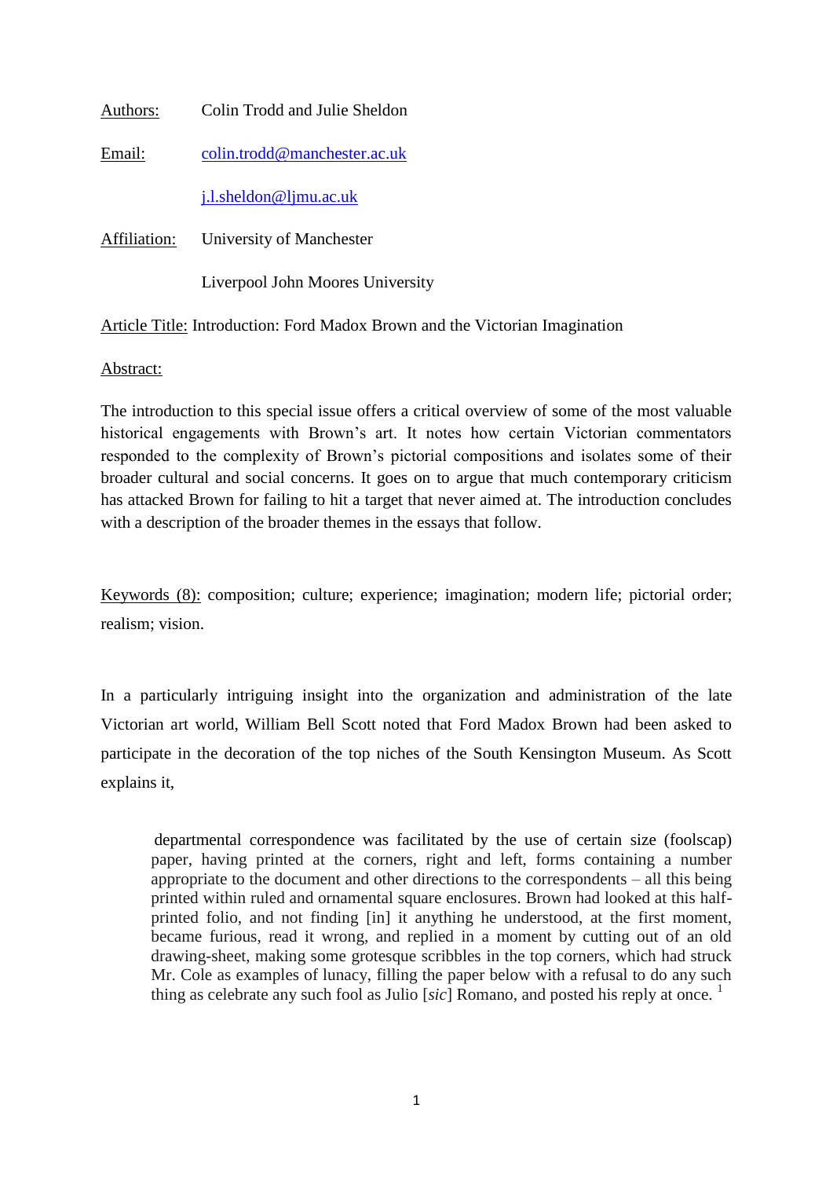Authors: Colin Trodd and Julie Sheldon

Email: colin.trodd@manchester.ac.uk

j.l.sheldon@ljmu.ac.uk

Affiliation: University of Manchester

Liverpool John Moores University

Article Title: Introduction: Ford Madox Brown and the Victorian Imagination

Abstract:

The introduction to this special issue offers a critical overview of some of the most valuable historical engagements with Brown's art. It notes how certain Victorian commentators responded to the complexity of Brown's pictorial compositions and isolates some of their broader cultural and social concerns. It goes on to argue that much contemporary criticism has attacked Brown for failing to hit a target that never aimed at. The introduction concludes with a description of the broader themes in the essays that follow.

Keywords (8): composition; culture; experience; imagination; modern life; pictorial order; realism; vision.

In a particularly intriguing insight into the organization and administration of the late Victorian art world, William Bell Scott noted that Ford Madox Brown had been asked to participate in the decoration of the top niches of the South Kensington Museum. As Scott explains it,

> departmental correspondence was facilitated by the use of certain size (foolscap) paper, having printed at the corners, right and left, forms containing a number appropriate to the document and other directions to the correspondents – all this being printed within ruled and ornamental square enclosures. Brown had looked at this half-printed folio, and not finding [in] it anything he understood, at the first moment, became furious, read it wrong, and replied in a moment by cutting out of an old drawing-sheet, making some grotesque scribbles in the top corners, which had struck Mr. Cole as examples of lunacy, filling the paper below with a refusal to do any such thing as celebrate any such fool as Julio [*sic*] Romano, and posted his reply at once. [1]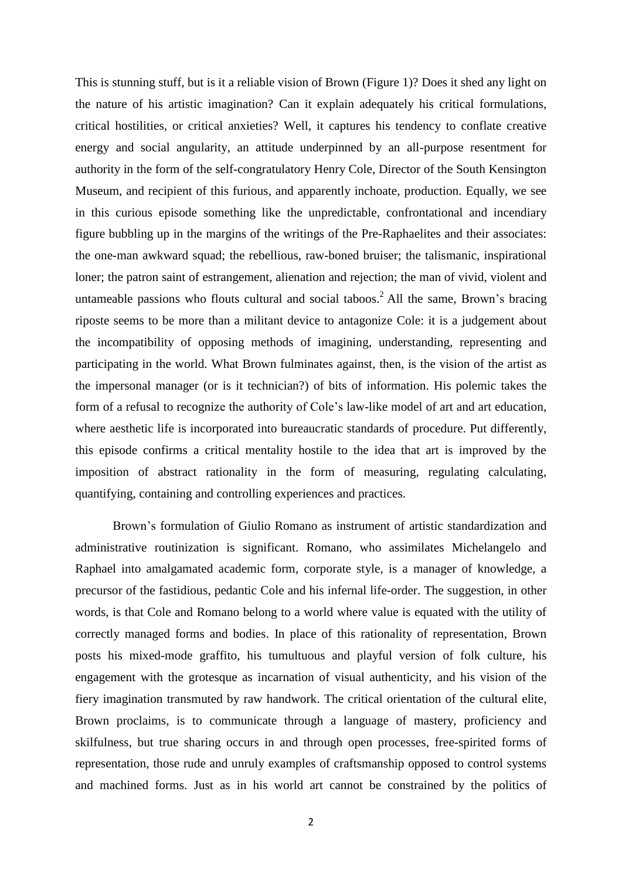This is stunning stuff, but is it a reliable vision of Brown (Figure 1)? Does it shed any light on the nature of his artistic imagination? Can it explain adequately his critical formulations, critical hostilities, or critical anxieties? Well, it captures his tendency to conflate creative energy and social angularity, an attitude underpinned by an all-purpose resentment for authority in the form of the self-congratulatory Henry Cole, Director of the South Kensington Museum, and recipient of this furious, and apparently inchoate, production. Equally, we see in this curious episode something like the unpredictable, confrontational and incendiary figure bubbling up in the margins of the writings of the Pre-Raphaelites and their associates: the one-man awkward squad; the rebellious, raw-boned bruiser; the talismanic, inspirational loner; the patron saint of estrangement, alienation and rejection; the man of vivid, violent and untameable passions who flouts cultural and social taboos.[2] All the same, Brown's bracing riposte seems to be more than a militant device to antagonize Cole: it is a judgement about the incompatibility of opposing methods of imagining, understanding, representing and participating in the world. What Brown fulminates against, then, is the vision of the artist as the impersonal manager (or is it technician?) of bits of information. His polemic takes the form of a refusal to recognize the authority of Cole's law-like model of art and art education, where aesthetic life is incorporated into bureaucratic standards of procedure. Put differently, this episode confirms a critical mentality hostile to the idea that art is improved by the imposition of abstract rationality in the form of measuring, regulating calculating, quantifying, containing and controlling experiences and practices.

Brown's formulation of Giulio Romano as instrument of artistic standardization and administrative routinization is significant. Romano, who assimilates Michelangelo and Raphael into amalgamated academic form, corporate style, is a manager of knowledge, a precursor of the fastidious, pedantic Cole and his infernal life-order. The suggestion, in other words, is that Cole and Romano belong to a world where value is equated with the utility of correctly managed forms and bodies. In place of this rationality of representation, Brown posts his mixed-mode graffito, his tumultuous and playful version of folk culture, his engagement with the grotesque as incarnation of visual authenticity, and his vision of the fiery imagination transmuted by raw handwork. The critical orientation of the cultural elite, Brown proclaims, is to communicate through a language of mastery, proficiency and skilfulness, but true sharing occurs in and through open processes, free-spirited forms of representation, those rude and unruly examples of craftsmanship opposed to control systems and machined forms. Just as in his world art cannot be constrained by the politics of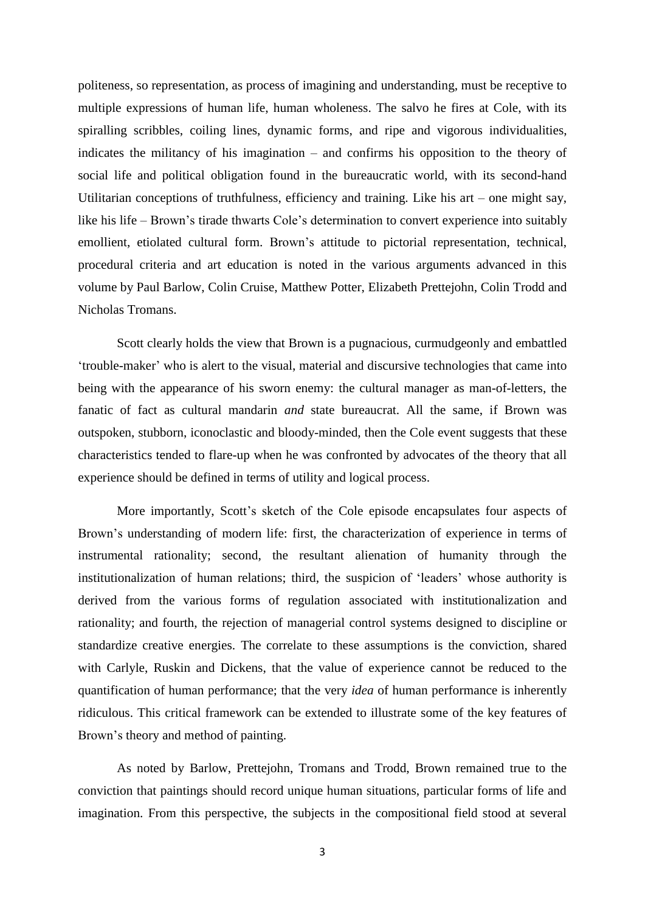politeness, so representation, as process of imagining and understanding, must be receptive to multiple expressions of human life, human wholeness. The salvo he fires at Cole, with its spiralling scribbles, coiling lines, dynamic forms, and ripe and vigorous individualities, indicates the militancy of his imagination – and confirms his opposition to the theory of social life and political obligation found in the bureaucratic world, with its second-hand Utilitarian conceptions of truthfulness, efficiency and training. Like his art – one might say, like his life – Brown's tirade thwarts Cole's determination to convert experience into suitably emollient, etiolated cultural form. Brown's attitude to pictorial representation, technical, procedural criteria and art education is noted in the various arguments advanced in this volume by Paul Barlow, Colin Cruise, Matthew Potter, Elizabeth Prettejohn, Colin Trodd and Nicholas Tromans.

Scott clearly holds the view that Brown is a pugnacious, curmudgeonly and embattled 'trouble-maker' who is alert to the visual, material and discursive technologies that came into being with the appearance of his sworn enemy: the cultural manager as man-of-letters, the fanatic of fact as cultural mandarin *and* state bureaucrat. All the same, if Brown was outspoken, stubborn, iconoclastic and bloody-minded, then the Cole event suggests that these characteristics tended to flare-up when he was confronted by advocates of the theory that all experience should be defined in terms of utility and logical process.

More importantly, Scott's sketch of the Cole episode encapsulates four aspects of Brown's understanding of modern life: first, the characterization of experience in terms of instrumental rationality; second, the resultant alienation of humanity through the institutionalization of human relations; third, the suspicion of 'leaders' whose authority is derived from the various forms of regulation associated with institutionalization and rationality; and fourth, the rejection of managerial control systems designed to discipline or standardize creative energies. The correlate to these assumptions is the conviction, shared with Carlyle, Ruskin and Dickens, that the value of experience cannot be reduced to the quantification of human performance; that the very *idea* of human performance is inherently ridiculous. This critical framework can be extended to illustrate some of the key features of Brown's theory and method of painting.

As noted by Barlow, Prettejohn, Tromans and Trodd, Brown remained true to the conviction that paintings should record unique human situations, particular forms of life and imagination. From this perspective, the subjects in the compositional field stood at several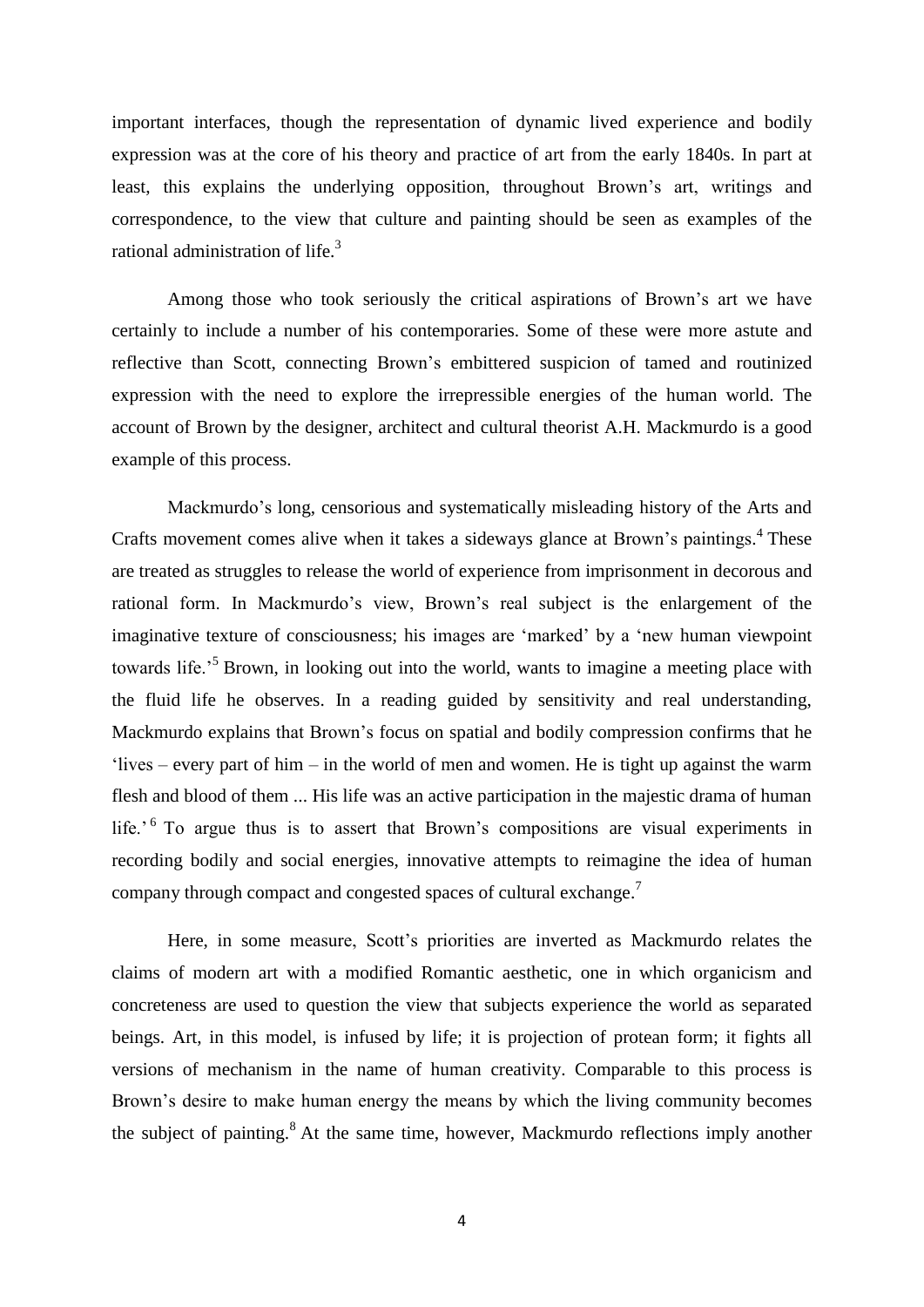important interfaces, though the representation of dynamic lived experience and bodily expression was at the core of his theory and practice of art from the early 1840s. In part at least, this explains the underlying opposition, throughout Brown's art, writings and correspondence, to the view that culture and painting should be seen as examples of the rational administration of life.[3]

Among those who took seriously the critical aspirations of Brown's art we have certainly to include a number of his contemporaries. Some of these were more astute and reflective than Scott, connecting Brown's embittered suspicion of tamed and routinized expression with the need to explore the irrepressible energies of the human world. The account of Brown by the designer, architect and cultural theorist A.H. Mackmurdo is a good example of this process.

Mackmurdo's long, censorious and systematically misleading history of the Arts and Crafts movement comes alive when it takes a sideways glance at Brown's paintings.[4] These are treated as struggles to release the world of experience from imprisonment in decorous and rational form. In Mackmurdo's view, Brown's real subject is the enlargement of the imaginative texture of consciousness; his images are 'marked' by a 'new human viewpoint towards life.'[5] Brown, in looking out into the world, wants to imagine a meeting place with the fluid life he observes. In a reading guided by sensitivity and real understanding, Mackmurdo explains that Brown's focus on spatial and bodily compression confirms that he 'lives – every part of him – in the world of men and women. He is tight up against the warm flesh and blood of them ... His life was an active participation in the majestic drama of human life.'[6] To argue thus is to assert that Brown's compositions are visual experiments in recording bodily and social energies, innovative attempts to reimagine the idea of human company through compact and congested spaces of cultural exchange.[7]

Here, in some measure, Scott's priorities are inverted as Mackmurdo relates the claims of modern art with a modified Romantic aesthetic, one in which organicism and concreteness are used to question the view that subjects experience the world as separated beings. Art, in this model, is infused by life; it is projection of protean form; it fights all versions of mechanism in the name of human creativity. Comparable to this process is Brown's desire to make human energy the means by which the living community becomes the subject of painting.[8] At the same time, however, Mackmurdo reflections imply another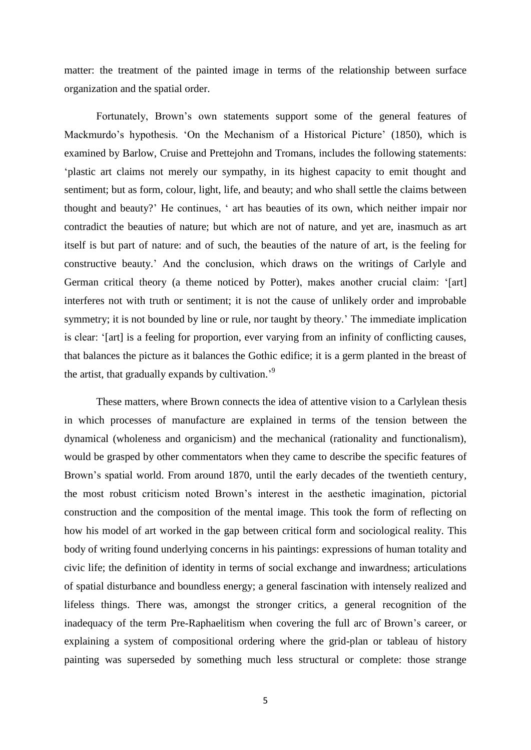matter: the treatment of the painted image in terms of the relationship between surface organization and the spatial order.

Fortunately, Brown's own statements support some of the general features of Mackmurdo's hypothesis. 'On the Mechanism of a Historical Picture' (1850), which is examined by Barlow, Cruise and Prettejohn and Tromans, includes the following statements: 'plastic art claims not merely our sympathy, in its highest capacity to emit thought and sentiment; but as form, colour, light, life, and beauty; and who shall settle the claims between thought and beauty?' He continues, ' art has beauties of its own, which neither impair nor contradict the beauties of nature; but which are not of nature, and yet are, inasmuch as art itself is but part of nature: and of such, the beauties of the nature of art, is the feeling for constructive beauty.' And the conclusion, which draws on the writings of Carlyle and German critical theory (a theme noticed by Potter), makes another crucial claim: '[art] interferes not with truth or sentiment; it is not the cause of unlikely order and improbable symmetry; it is not bounded by line or rule, nor taught by theory.' The immediate implication is clear: '[art] is a feeling for proportion, ever varying from an infinity of conflicting causes, that balances the picture as it balances the Gothic edifice; it is a germ planted in the breast of the artist, that gradually expands by cultivation.'[9]

These matters, where Brown connects the idea of attentive vision to a Carlylean thesis in which processes of manufacture are explained in terms of the tension between the dynamical (wholeness and organicism) and the mechanical (rationality and functionalism), would be grasped by other commentators when they came to describe the specific features of Brown's spatial world. From around 1870, until the early decades of the twentieth century, the most robust criticism noted Brown's interest in the aesthetic imagination, pictorial construction and the composition of the mental image. This took the form of reflecting on how his model of art worked in the gap between critical form and sociological reality. This body of writing found underlying concerns in his paintings: expressions of human totality and civic life; the definition of identity in terms of social exchange and inwardness; articulations of spatial disturbance and boundless energy; a general fascination with intensely realized and lifeless things. There was, amongst the stronger critics, a general recognition of the inadequacy of the term Pre-Raphaelitism when covering the full arc of Brown's career, or explaining a system of compositional ordering where the grid-plan or tableau of history painting was superseded by something much less structural or complete: those strange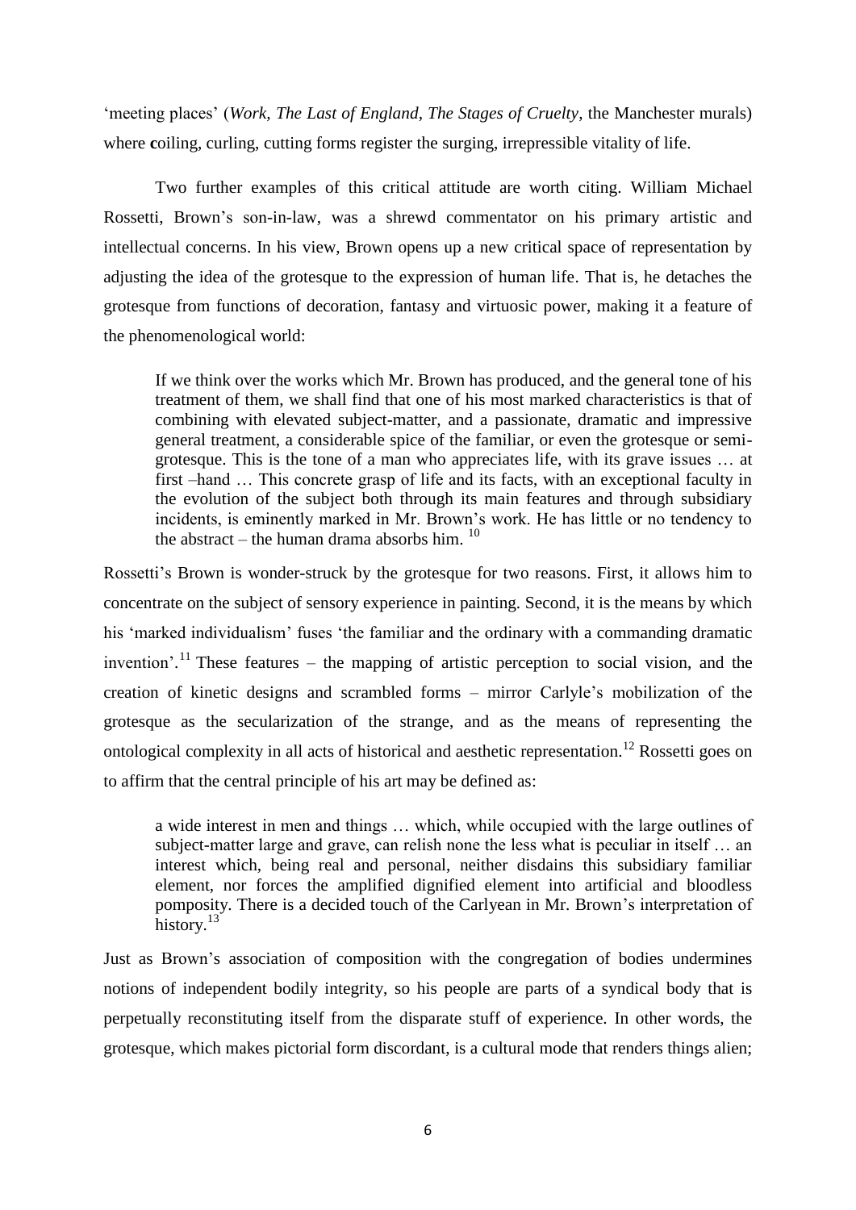'meeting places' (*Work*, *The Last of England*, *The Stages of Cruelty*, the Manchester murals) where **c**oiling, curling, cutting forms register the surging, irrepressible vitality of life.

Two further examples of this critical attitude are worth citing. William Michael Rossetti, Brown's son-in-law, was a shrewd commentator on his primary artistic and intellectual concerns. In his view, Brown opens up a new critical space of representation by adjusting the idea of the grotesque to the expression of human life. That is, he detaches the grotesque from functions of decoration, fantasy and virtuosic power, making it a feature of the phenomenological world:

> If we think over the works which Mr. Brown has produced, and the general tone of his treatment of them, we shall find that one of his most marked characteristics is that of combining with elevated subject-matter, and a passionate, dramatic and impressive general treatment, a considerable spice of the familiar, or even the grotesque or semi-grotesque. This is the tone of a man who appreciates life, with its grave issues … at first –hand … This concrete grasp of life and its facts, with an exceptional faculty in the evolution of the subject both through its main features and through subsidiary incidents, is eminently marked in Mr. Brown's work. He has little or no tendency to the abstract – the human drama absorbs him. [10]

Rossetti's Brown is wonder-struck by the grotesque for two reasons. First, it allows him to concentrate on the subject of sensory experience in painting. Second, it is the means by which his 'marked individualism' fuses 'the familiar and the ordinary with a commanding dramatic invention'.[11] These features – the mapping of artistic perception to social vision, and the creation of kinetic designs and scrambled forms – mirror Carlyle's mobilization of the grotesque as the secularization of the strange, and as the means of representing the ontological complexity in all acts of historical and aesthetic representation.[12] Rossetti goes on to affirm that the central principle of his art may be defined as:

> a wide interest in men and things … which, while occupied with the large outlines of subject-matter large and grave, can relish none the less what is peculiar in itself … an interest which, being real and personal, neither disdains this subsidiary familiar element, nor forces the amplified dignified element into artificial and bloodless pomposity. There is a decided touch of the Carlyean in Mr. Brown's interpretation of history.[13]

Just as Brown's association of composition with the congregation of bodies undermines notions of independent bodily integrity, so his people are parts of a syndical body that is perpetually reconstituting itself from the disparate stuff of experience. In other words, the grotesque, which makes pictorial form discordant, is a cultural mode that renders things alien;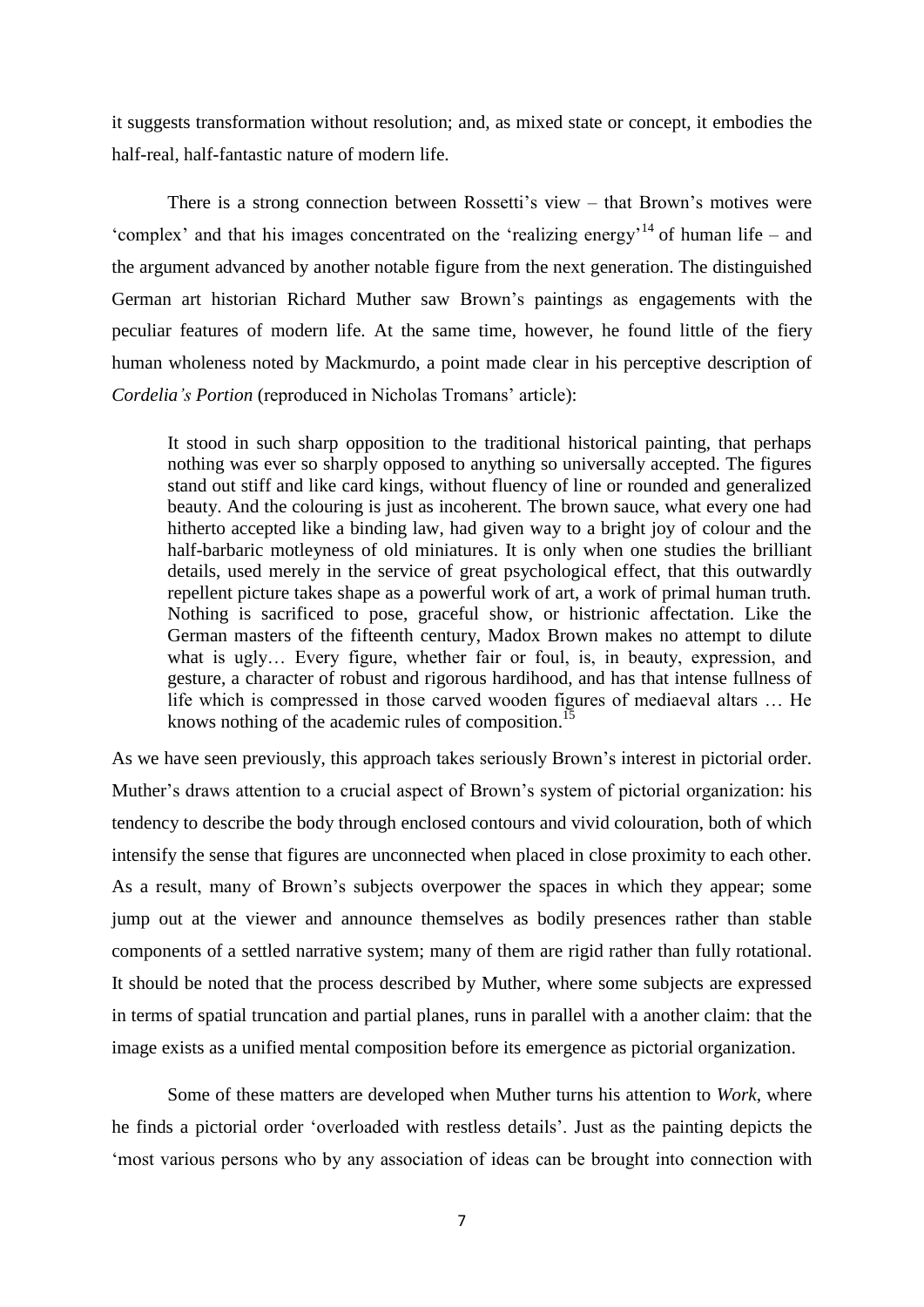it suggests transformation without resolution; and, as mixed state or concept, it embodies the half-real, half-fantastic nature of modern life.

There is a strong connection between Rossetti's view – that Brown's motives were 'complex' and that his images concentrated on the 'realizing energy'[14] of human life – and the argument advanced by another notable figure from the next generation. The distinguished German art historian Richard Muther saw Brown's paintings as engagements with the peculiar features of modern life. At the same time, however, he found little of the fiery human wholeness noted by Mackmurdo, a point made clear in his perceptive description of *Cordelia's Portion* (reproduced in Nicholas Tromans' article):

> It stood in such sharp opposition to the traditional historical painting, that perhaps nothing was ever so sharply opposed to anything so universally accepted. The figures stand out stiff and like card kings, without fluency of line or rounded and generalized beauty. And the colouring is just as incoherent. The brown sauce, what every one had hitherto accepted like a binding law, had given way to a bright joy of colour and the half-barbaric motleyness of old miniatures. It is only when one studies the brilliant details, used merely in the service of great psychological effect, that this outwardly repellent picture takes shape as a powerful work of art, a work of primal human truth. Nothing is sacrificed to pose, graceful show, or histrionic affectation. Like the German masters of the fifteenth century, Madox Brown makes no attempt to dilute what is ugly… Every figure, whether fair or foul, is, in beauty, expression, and gesture, a character of robust and rigorous hardihood, and has that intense fullness of life which is compressed in those carved wooden figures of mediaeval altars … He knows nothing of the academic rules of composition.[15]

As we have seen previously, this approach takes seriously Brown's interest in pictorial order. Muther's draws attention to a crucial aspect of Brown's system of pictorial organization: his tendency to describe the body through enclosed contours and vivid colouration, both of which intensify the sense that figures are unconnected when placed in close proximity to each other. As a result, many of Brown's subjects overpower the spaces in which they appear; some jump out at the viewer and announce themselves as bodily presences rather than stable components of a settled narrative system; many of them are rigid rather than fully rotational. It should be noted that the process described by Muther, where some subjects are expressed in terms of spatial truncation and partial planes, runs in parallel with a another claim: that the image exists as a unified mental composition before its emergence as pictorial organization.

Some of these matters are developed when Muther turns his attention to *Work*, where he finds a pictorial order 'overloaded with restless details'. Just as the painting depicts the 'most various persons who by any association of ideas can be brought into connection with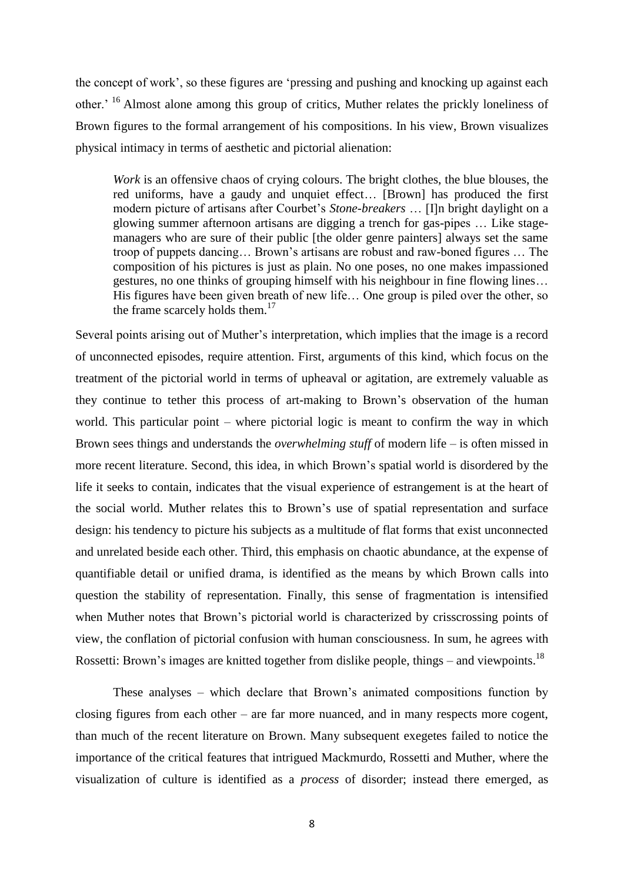the concept of work', so these figures are 'pressing and pushing and knocking up against each other.' [16] Almost alone among this group of critics, Muther relates the prickly loneliness of Brown figures to the formal arrangement of his compositions. In his view, Brown visualizes physical intimacy in terms of aesthetic and pictorial alienation:

> *Work* is an offensive chaos of crying colours. The bright clothes, the blue blouses, the red uniforms, have a gaudy and unquiet effect… [Brown] has produced the first modern picture of artisans after Courbet's *Stone-breakers* … [I]n bright daylight on a glowing summer afternoon artisans are digging a trench for gas-pipes … Like stage-managers who are sure of their public [the older genre painters] always set the same troop of puppets dancing… Brown's artisans are robust and raw-boned figures … The composition of his pictures is just as plain. No one poses, no one makes impassioned gestures, no one thinks of grouping himself with his neighbour in fine flowing lines… His figures have been given breath of new life… One group is piled over the other, so the frame scarcely holds them.[17]

Several points arising out of Muther's interpretation, which implies that the image is a record of unconnected episodes, require attention. First, arguments of this kind, which focus on the treatment of the pictorial world in terms of upheaval or agitation, are extremely valuable as they continue to tether this process of art-making to Brown's observation of the human world. This particular point – where pictorial logic is meant to confirm the way in which Brown sees things and understands the *overwhelming stuff* of modern life – is often missed in more recent literature. Second, this idea, in which Brown's spatial world is disordered by the life it seeks to contain, indicates that the visual experience of estrangement is at the heart of the social world. Muther relates this to Brown's use of spatial representation and surface design: his tendency to picture his subjects as a multitude of flat forms that exist unconnected and unrelated beside each other. Third, this emphasis on chaotic abundance, at the expense of quantifiable detail or unified drama, is identified as the means by which Brown calls into question the stability of representation. Finally, this sense of fragmentation is intensified when Muther notes that Brown's pictorial world is characterized by crisscrossing points of view, the conflation of pictorial confusion with human consciousness. In sum, he agrees with Rossetti: Brown's images are knitted together from dislike people, things – and viewpoints.[18]

These analyses – which declare that Brown's animated compositions function by closing figures from each other – are far more nuanced, and in many respects more cogent, than much of the recent literature on Brown. Many subsequent exegetes failed to notice the importance of the critical features that intrigued Mackmurdo, Rossetti and Muther, where the visualization of culture is identified as a *process* of disorder; instead there emerged, as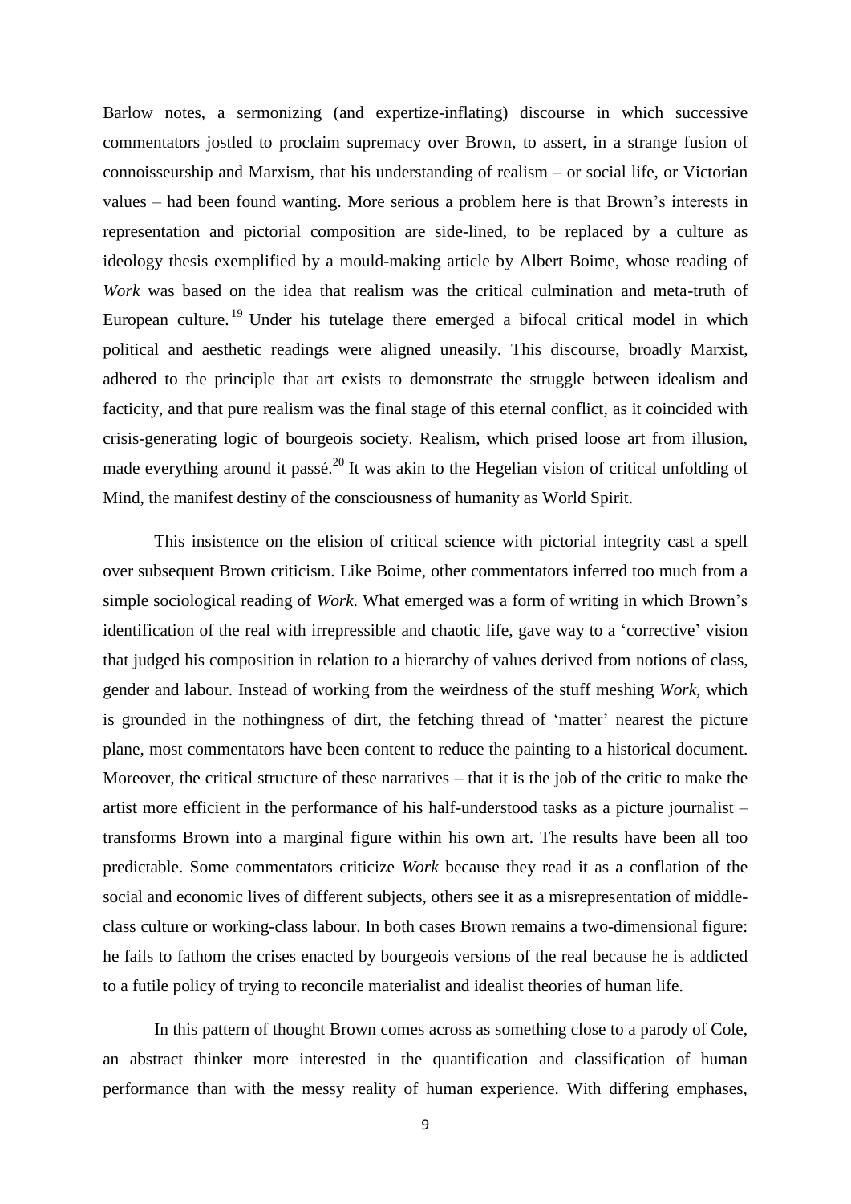Barlow notes, a sermonizing (and expertize-inflating) discourse in which successive commentators jostled to proclaim supremacy over Brown, to assert, in a strange fusion of connoisseurship and Marxism, that his understanding of realism – or social life, or Victorian values – had been found wanting. More serious a problem here is that Brown's interests in representation and pictorial composition are side-lined, to be replaced by a culture as ideology thesis exemplified by a mould-making article by Albert Boime, whose reading of *Work* was based on the idea that realism was the critical culmination and meta-truth of European culture.[19] Under his tutelage there emerged a bifocal critical model in which political and aesthetic readings were aligned uneasily. This discourse, broadly Marxist, adhered to the principle that art exists to demonstrate the struggle between idealism and facticity, and that pure realism was the final stage of this eternal conflict, as it coincided with crisis-generating logic of bourgeois society. Realism, which prised loose art from illusion, made everything around it passé.[20] It was akin to the Hegelian vision of critical unfolding of Mind, the manifest destiny of the consciousness of humanity as World Spirit.

This insistence on the elision of critical science with pictorial integrity cast a spell over subsequent Brown criticism. Like Boime, other commentators inferred too much from a simple sociological reading of *Work*. What emerged was a form of writing in which Brown's identification of the real with irrepressible and chaotic life, gave way to a 'corrective' vision that judged his composition in relation to a hierarchy of values derived from notions of class, gender and labour. Instead of working from the weirdness of the stuff meshing *Work*, which is grounded in the nothingness of dirt, the fetching thread of 'matter' nearest the picture plane, most commentators have been content to reduce the painting to a historical document. Moreover, the critical structure of these narratives – that it is the job of the critic to make the artist more efficient in the performance of his half-understood tasks as a picture journalist – transforms Brown into a marginal figure within his own art. The results have been all too predictable. Some commentators criticize *Work* because they read it as a conflation of the social and economic lives of different subjects, others see it as a misrepresentation of middle-class culture or working-class labour. In both cases Brown remains a two-dimensional figure: he fails to fathom the crises enacted by bourgeois versions of the real because he is addicted to a futile policy of trying to reconcile materialist and idealist theories of human life.

In this pattern of thought Brown comes across as something close to a parody of Cole, an abstract thinker more interested in the quantification and classification of human performance than with the messy reality of human experience. With differing emphases,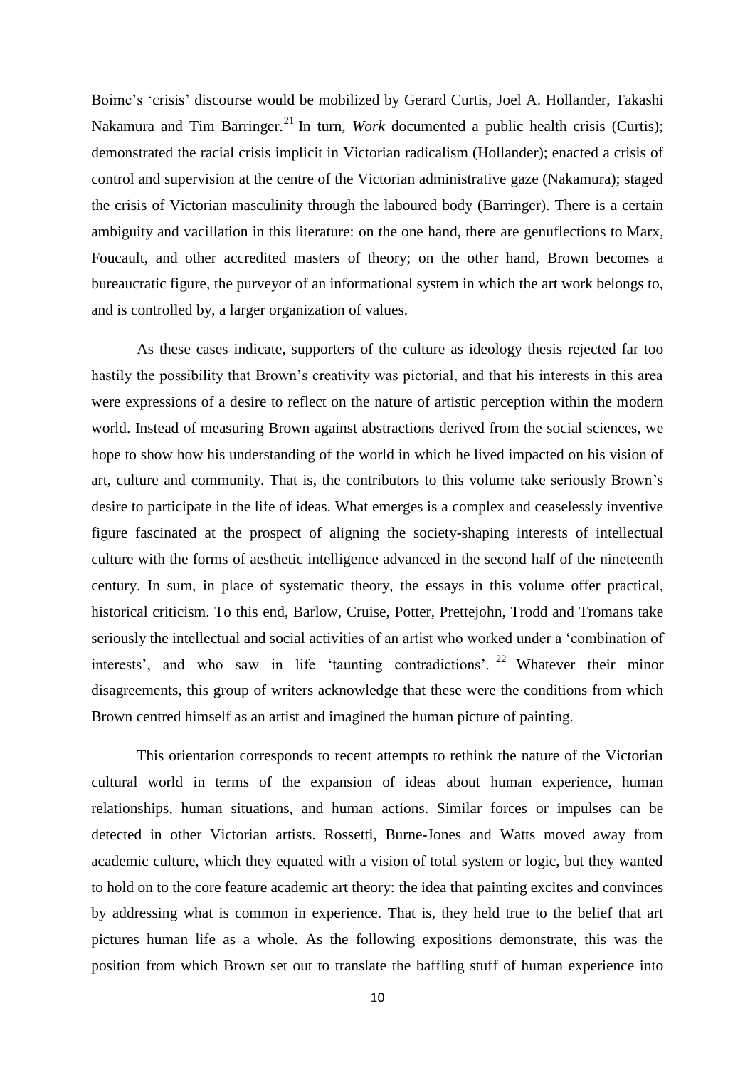Boime's 'crisis' discourse would be mobilized by Gerard Curtis, Joel A. Hollander, Takashi Nakamura and Tim Barringer.[21] In turn, *Work* documented a public health crisis (Curtis); demonstrated the racial crisis implicit in Victorian radicalism (Hollander); enacted a crisis of control and supervision at the centre of the Victorian administrative gaze (Nakamura); staged the crisis of Victorian masculinity through the laboured body (Barringer). There is a certain ambiguity and vacillation in this literature: on the one hand, there are genuflections to Marx, Foucault, and other accredited masters of theory; on the other hand, Brown becomes a bureaucratic figure, the purveyor of an informational system in which the art work belongs to, and is controlled by, a larger organization of values.

As these cases indicate, supporters of the culture as ideology thesis rejected far too hastily the possibility that Brown's creativity was pictorial, and that his interests in this area were expressions of a desire to reflect on the nature of artistic perception within the modern world. Instead of measuring Brown against abstractions derived from the social sciences, we hope to show how his understanding of the world in which he lived impacted on his vision of art, culture and community. That is, the contributors to this volume take seriously Brown's desire to participate in the life of ideas. What emerges is a complex and ceaselessly inventive figure fascinated at the prospect of aligning the society-shaping interests of intellectual culture with the forms of aesthetic intelligence advanced in the second half of the nineteenth century. In sum, in place of systematic theory, the essays in this volume offer practical, historical criticism. To this end, Barlow, Cruise, Potter, Prettejohn, Trodd and Tromans take seriously the intellectual and social activities of an artist who worked under a 'combination of interests', and who saw in life 'taunting contradictions'.[22] Whatever their minor disagreements, this group of writers acknowledge that these were the conditions from which Brown centred himself as an artist and imagined the human picture of painting.

This orientation corresponds to recent attempts to rethink the nature of the Victorian cultural world in terms of the expansion of ideas about human experience, human relationships, human situations, and human actions. Similar forces or impulses can be detected in other Victorian artists. Rossetti, Burne-Jones and Watts moved away from academic culture, which they equated with a vision of total system or logic, but they wanted to hold on to the core feature academic art theory: the idea that painting excites and convinces by addressing what is common in experience. That is, they held true to the belief that art pictures human life as a whole. As the following expositions demonstrate, this was the position from which Brown set out to translate the baffling stuff of human experience into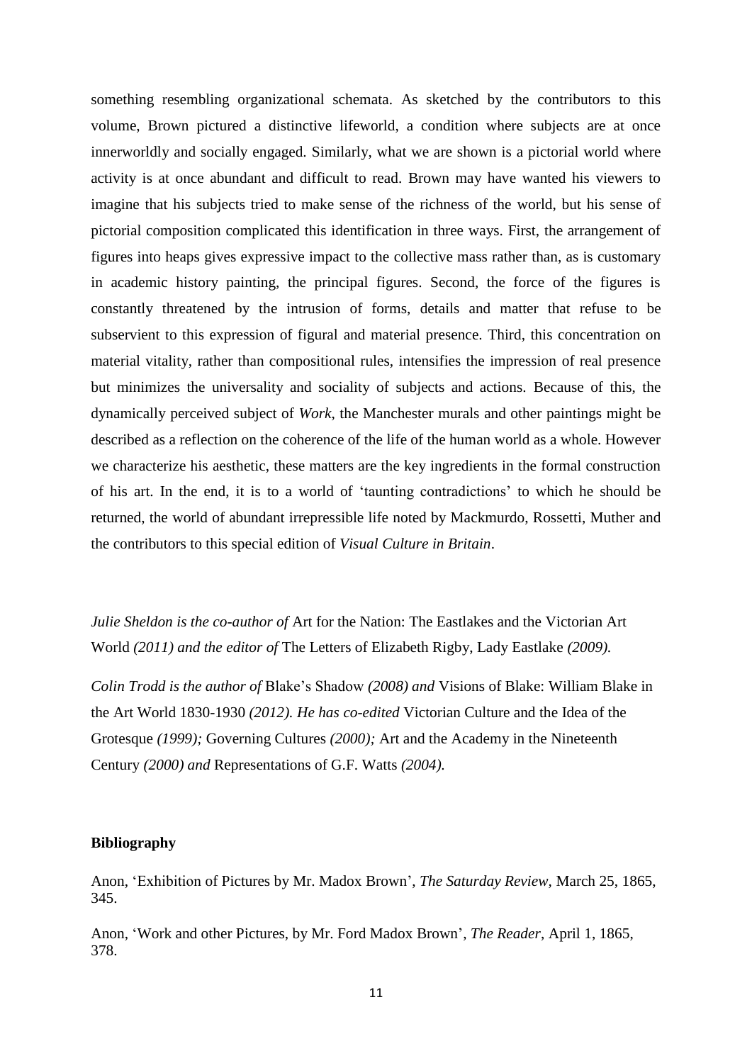something resembling organizational schemata. As sketched by the contributors to this volume, Brown pictured a distinctive lifeworld, a condition where subjects are at once innerworldly and socially engaged. Similarly, what we are shown is a pictorial world where activity is at once abundant and difficult to read. Brown may have wanted his viewers to imagine that his subjects tried to make sense of the richness of the world, but his sense of pictorial composition complicated this identification in three ways. First, the arrangement of figures into heaps gives expressive impact to the collective mass rather than, as is customary in academic history painting, the principal figures. Second, the force of the figures is constantly threatened by the intrusion of forms, details and matter that refuse to be subservient to this expression of figural and material presence. Third, this concentration on material vitality, rather than compositional rules, intensifies the impression of real presence but minimizes the universality and sociality of subjects and actions. Because of this, the dynamically perceived subject of *Work*, the Manchester murals and other paintings might be described as a reflection on the coherence of the life of the human world as a whole. However we characterize his aesthetic, these matters are the key ingredients in the formal construction of his art. In the end, it is to a world of 'taunting contradictions' to which he should be returned, the world of abundant irrepressible life noted by Mackmurdo, Rossetti, Muther and the contributors to this special edition of *Visual Culture in Britain*.

*Julie Sheldon is the co-author of* Art for the Nation: The Eastlakes and the Victorian Art World *(2011) and the editor of* The Letters of Elizabeth Rigby, Lady Eastlake *(2009).*

*Colin Trodd is the author of* Blake's Shadow *(2008) and* Visions of Blake: William Blake in the Art World 1830-1930 *(2012). He has co-edited* Victorian Culture and the Idea of the Grotesque *(1999);* Governing Cultures *(2000);* Art and the Academy in the Nineteenth Century *(2000) and* Representations of G.F. Watts *(2004).*

**Bibliography**

Anon, 'Exhibition of Pictures by Mr. Madox Brown', *The Saturday Review*, March 25, 1865, 345.

Anon, 'Work and other Pictures, by Mr. Ford Madox Brown', *The Reader*, April 1, 1865, 378.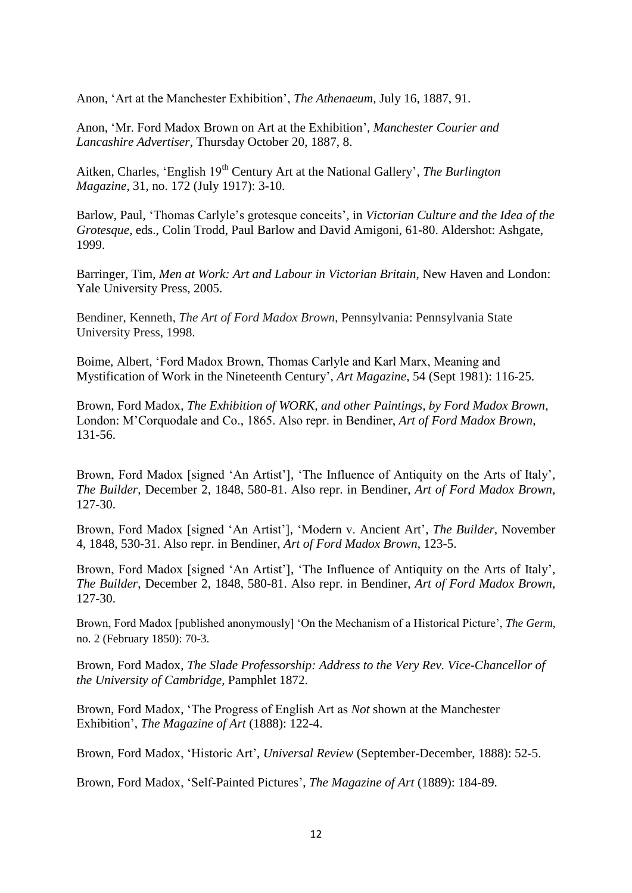Anon, 'Art at the Manchester Exhibition', *The Athenaeum*, July 16, 1887, 91.

Anon, 'Mr. Ford Madox Brown on Art at the Exhibition', *Manchester Courier and Lancashire Advertiser*, Thursday October 20, 1887, 8.

Aitken, Charles, 'English 19th Century Art at the National Gallery', *The Burlington Magazine*, 31, no. 172 (July 1917): 3-10.

Barlow, Paul, 'Thomas Carlyle's grotesque conceits', in *Victorian Culture and the Idea of the Grotesque*, eds., Colin Trodd, Paul Barlow and David Amigoni, 61-80. Aldershot: Ashgate, 1999.

Barringer, Tim, *Men at Work: Art and Labour in Victorian Britain*, New Haven and London: Yale University Press, 2005.

Bendiner, Kenneth, *The Art of Ford Madox Brown*, Pennsylvania: Pennsylvania State University Press, 1998.

Boime, Albert, 'Ford Madox Brown, Thomas Carlyle and Karl Marx, Meaning and Mystification of Work in the Nineteenth Century', *Art Magazine*, 54 (Sept 1981): 116-25.

Brown, Ford Madox, *The Exhibition of WORK, and other Paintings, by Ford Madox Brown*, London: M'Corquodale and Co., 1865. Also repr. in Bendiner, *Art of Ford Madox Brown*, 131-56.

Brown, Ford Madox [signed 'An Artist'], 'The Influence of Antiquity on the Arts of Italy', *The Builder*, December 2, 1848, 580-81. Also repr. in Bendiner, *Art of Ford Madox Brown*, 127-30.

Brown, Ford Madox [signed 'An Artist'], 'Modern v. Ancient Art', *The Builder*, November 4, 1848, 530-31. Also repr. in Bendiner, *Art of Ford Madox Brown*, 123-5.

Brown, Ford Madox [signed 'An Artist'], 'The Influence of Antiquity on the Arts of Italy', *The Builder*, December 2, 1848, 580-81. Also repr. in Bendiner, *Art of Ford Madox Brown*, 127-30.

Brown, Ford Madox [published anonymously] 'On the Mechanism of a Historical Picture', *The Germ*, no. 2 (February 1850): 70-3.

Brown, Ford Madox, *The Slade Professorship: Address to the Very Rev. Vice-Chancellor of the University of Cambridge*, Pamphlet 1872.

Brown, Ford Madox, 'The Progress of English Art as *Not* shown at the Manchester Exhibition', *The Magazine of Art* (1888): 122-4.

Brown, Ford Madox, 'Historic Art', *Universal Review* (September-December, 1888): 52-5.

Brown, Ford Madox, 'Self-Painted Pictures', *The Magazine of Art* (1889): 184-89.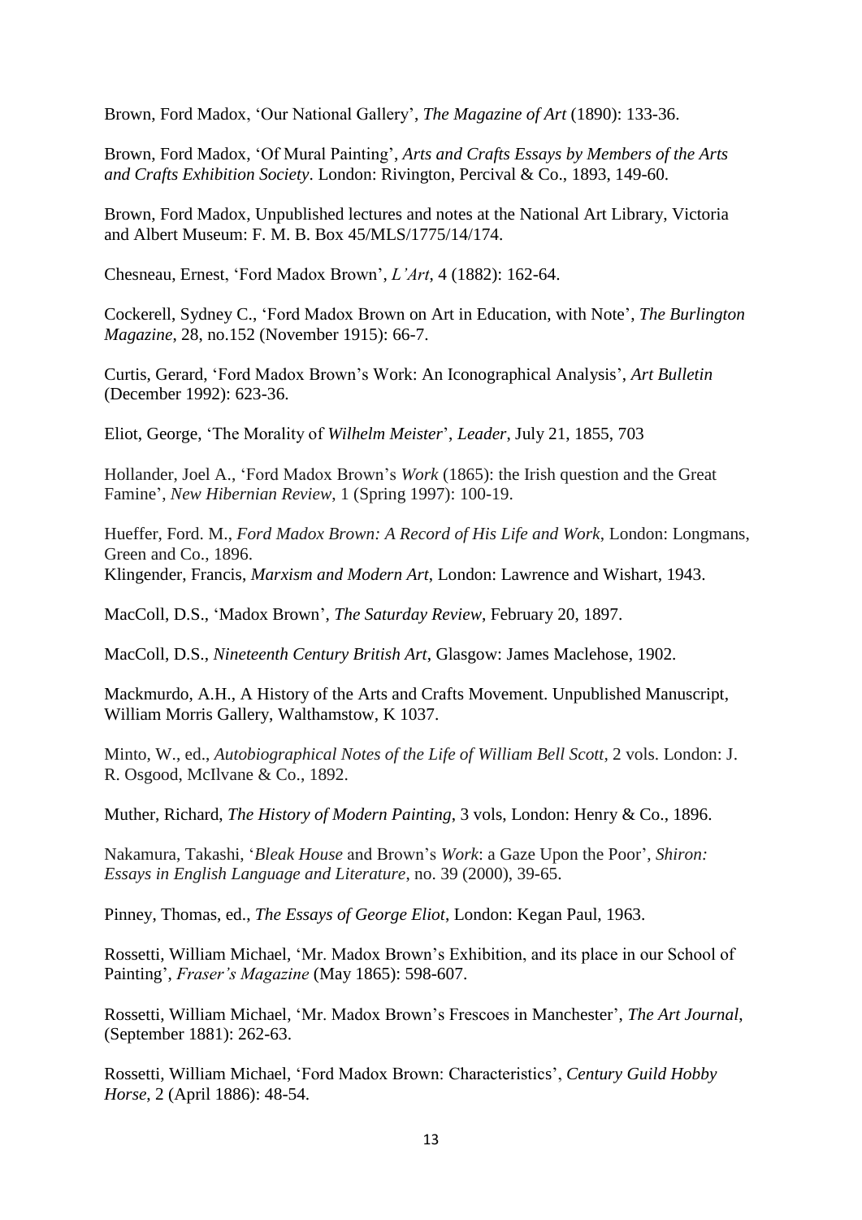Brown, Ford Madox, 'Our National Gallery', *The Magazine of Art* (1890): 133-36.

Brown, Ford Madox, 'Of Mural Painting', *Arts and Crafts Essays by Members of the Arts and Crafts Exhibition Society*. London: Rivington, Percival & Co., 1893, 149-60.

Brown, Ford Madox, Unpublished lectures and notes at the National Art Library, Victoria and Albert Museum: F. M. B. Box 45/MLS/1775/14/174.

Chesneau, Ernest, 'Ford Madox Brown', *L'Art*, 4 (1882): 162-64.

Cockerell, Sydney C., 'Ford Madox Brown on Art in Education, with Note', *The Burlington Magazine*, 28, no.152 (November 1915): 66-7.

Curtis, Gerard, 'Ford Madox Brown's Work: An Iconographical Analysis', *Art Bulletin* (December 1992): 623-36.

Eliot, George, 'The Morality of *Wilhelm Meister*', *Leader*, July 21, 1855, 703

Hollander, Joel A., 'Ford Madox Brown's *Work* (1865): the Irish question and the Great Famine', *New Hibernian Review*, 1 (Spring 1997): 100-19.

Hueffer, Ford. M., *Ford Madox Brown: A Record of His Life and Work*, London: Longmans, Green and Co., 1896.

Klingender, Francis, *Marxism and Modern Art*, London: Lawrence and Wishart, 1943.

MacColl, D.S., 'Madox Brown', *The Saturday Review*, February 20, 1897.

MacColl, D.S., *Nineteenth Century British Art*, Glasgow: James Maclehose, 1902.

Mackmurdo, A.H., A History of the Arts and Crafts Movement. Unpublished Manuscript, William Morris Gallery, Walthamstow, K 1037.

Minto, W., ed., *Autobiographical Notes of the Life of William Bell Scott*, 2 vols. London: J. R. Osgood, McIlvane & Co., 1892.

Muther, Richard, *The History of Modern Painting*, 3 vols, London: Henry & Co., 1896.

Nakamura, Takashi, '*Bleak House* and Brown's *Work*: a Gaze Upon the Poor', *Shiron: Essays in English Language and Literature*, no. 39 (2000), 39-65.

Pinney, Thomas, ed., *The Essays of George Eliot*, London: Kegan Paul, 1963.

Rossetti, William Michael, 'Mr. Madox Brown's Exhibition, and its place in our School of Painting', *Fraser's Magazine* (May 1865): 598-607.

Rossetti, William Michael, 'Mr. Madox Brown's Frescoes in Manchester', *The Art Journal*, (September 1881): 262-63.

Rossetti, William Michael, 'Ford Madox Brown: Characteristics', *Century Guild Hobby Horse*, 2 (April 1886): 48-54.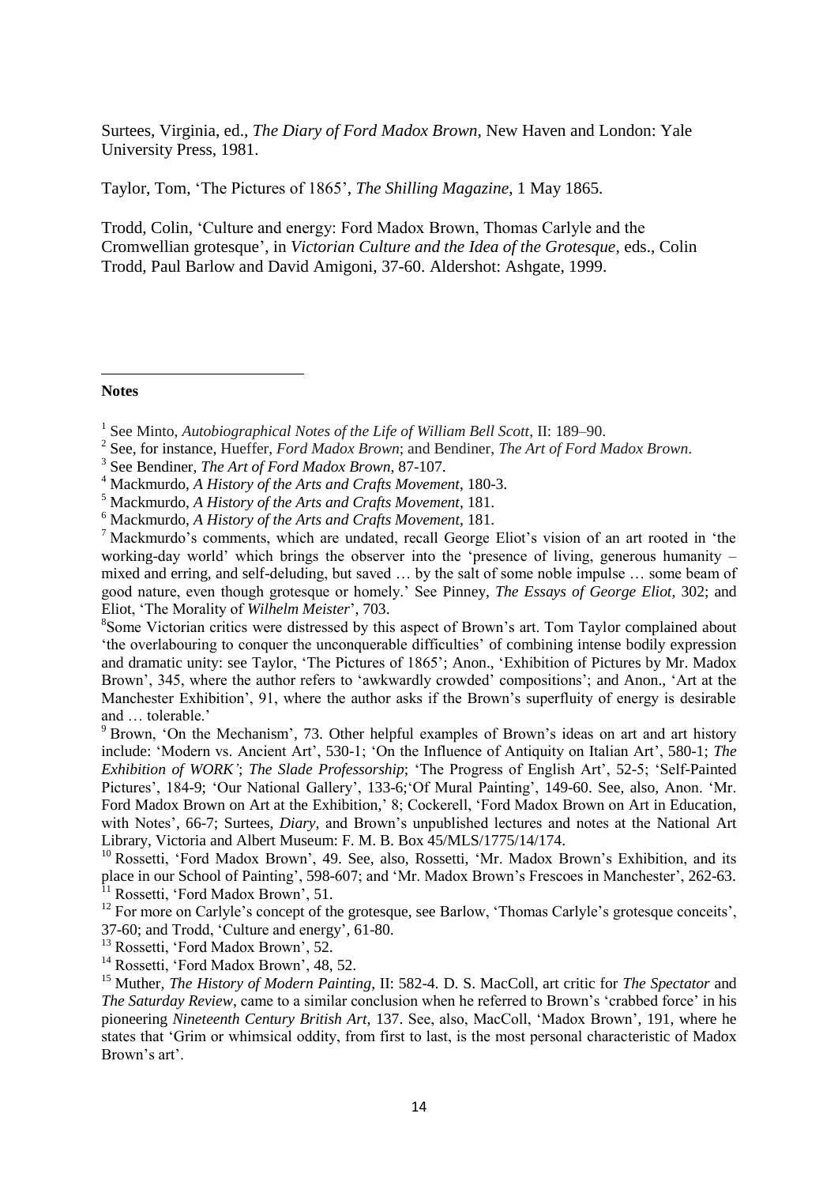Surtees, Virginia, ed., *The Diary of Ford Madox Brown*, New Haven and London: Yale University Press, 1981.

Taylor, Tom, 'The Pictures of 1865', *The Shilling Magazine*, 1 May 1865.

Trodd, Colin, 'Culture and energy: Ford Madox Brown, Thomas Carlyle and the Cromwellian grotesque', in *Victorian Culture and the Idea of the Grotesque*, eds., Colin Trodd, Paul Barlow and David Amigoni, 37-60. Aldershot: Ashgate, 1999.

**Notes**

[1] See Minto, *Autobiographical Notes of the Life of William Bell Scott*, II: 189–90.

[2] See, for instance, Hueffer, *Ford Madox Brown*; and Bendiner, *The Art of Ford Madox Brown*.

[3] See Bendiner, *The Art of Ford Madox Brown*, 87-107.

[4] Mackmurdo, *A History of the Arts and Crafts Movement*, 180-3.

[5] Mackmurdo, *A History of the Arts and Crafts Movement*, 181.

[6] Mackmurdo, *A History of the Arts and Crafts Movement*, 181.

[7] Mackmurdo's comments, which are undated, recall George Eliot's vision of an art rooted in 'the working-day world' which brings the observer into the 'presence of living, generous humanity – mixed and erring, and self-deluding, but saved … by the salt of some noble impulse … some beam of good nature, even though grotesque or homely.' See Pinney, *The Essays of George Eliot*, 302; and Eliot, 'The Morality of *Wilhelm Meister*', 703.

[8] Some Victorian critics were distressed by this aspect of Brown's art. Tom Taylor complained about 'the overlabouring to conquer the unconquerable difficulties' of combining intense bodily expression and dramatic unity: see Taylor, 'The Pictures of 1865'; Anon., 'Exhibition of Pictures by Mr. Madox Brown', 345, where the author refers to 'awkwardly crowded' compositions'; and Anon., 'Art at the Manchester Exhibition', 91, where the author asks if the Brown's superfluity of energy is desirable and … tolerable.'

[9] Brown, 'On the Mechanism', 73. Other helpful examples of Brown's ideas on art and art history include: 'Modern vs. Ancient Art', 530-1; 'On the Influence of Antiquity on Italian Art', 580-1; *The Exhibition of WORK'*; *The Slade Professorship*; 'The Progress of English Art', 52-5; 'Self-Painted Pictures', 184-9; 'Our National Gallery', 133-6;'Of Mural Painting', 149-60. See, also, Anon. 'Mr. Ford Madox Brown on Art at the Exhibition,' 8; Cockerell, 'Ford Madox Brown on Art in Education, with Notes', 66-7; Surtees, *Diary*, and Brown's unpublished lectures and notes at the National Art Library, Victoria and Albert Museum: F. M. B. Box 45/MLS/1775/14/174.

[10] Rossetti, 'Ford Madox Brown', 49. See, also, Rossetti, 'Mr. Madox Brown's Exhibition, and its place in our School of Painting', 598-607; and 'Mr. Madox Brown's Frescoes in Manchester', 262-63.

[11] Rossetti, 'Ford Madox Brown', 51.

[12] For more on Carlyle's concept of the grotesque, see Barlow, 'Thomas Carlyle's grotesque conceits', 37-60; and Trodd, 'Culture and energy', 61-80.

[13] Rossetti, 'Ford Madox Brown', 52.

[14] Rossetti, 'Ford Madox Brown', 48, 52.

[15] Muther, *The History of Modern Painting*, II: 582-4. D. S. MacColl, art critic for *The Spectator* and *The Saturday Review*, came to a similar conclusion when he referred to Brown's 'crabbed force' in his pioneering *Nineteenth Century British Art*, 137. See, also, MacColl, 'Madox Brown', 191, where he states that 'Grim or whimsical oddity, from first to last, is the most personal characteristic of Madox Brown's art'.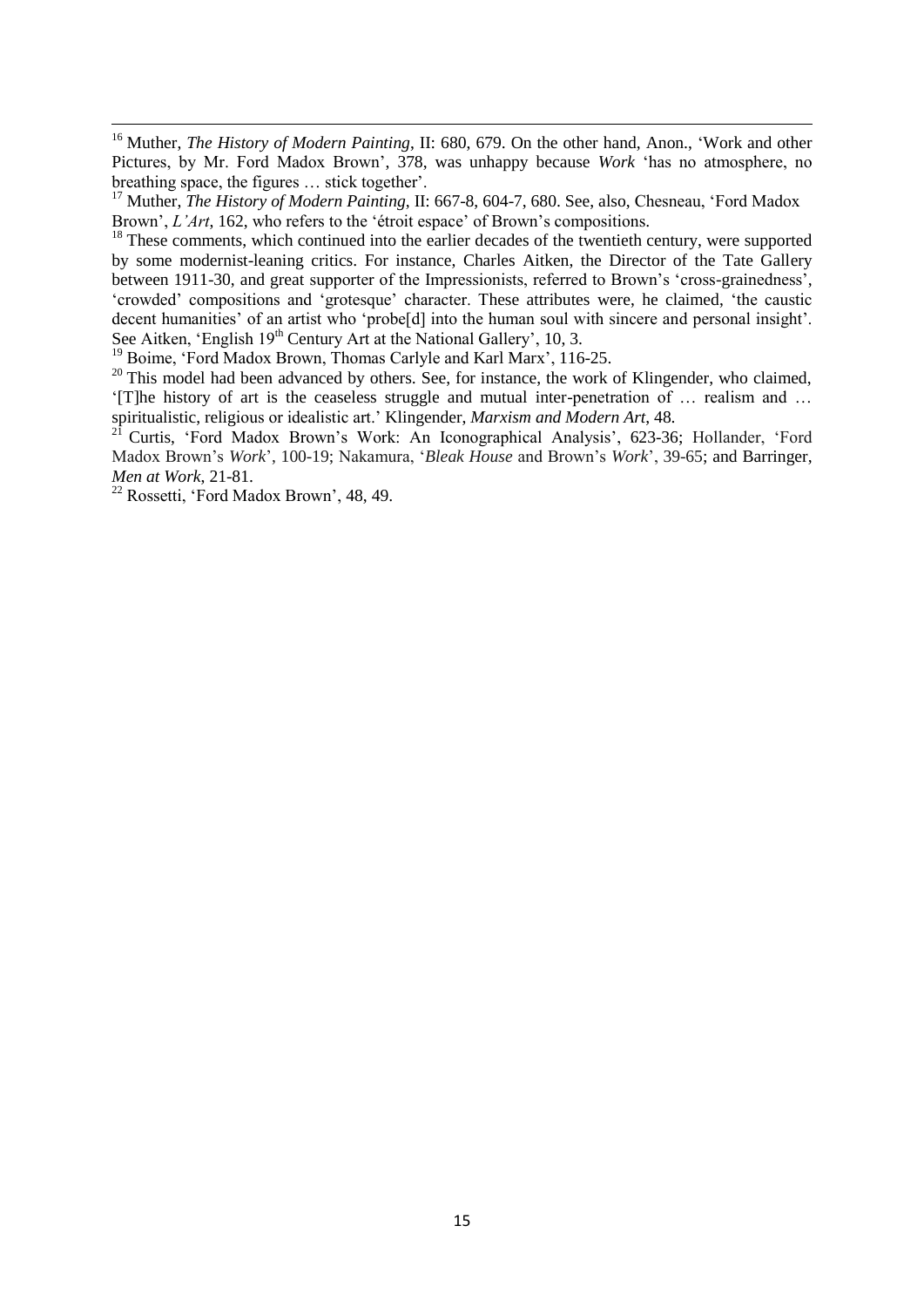[16] Muther, *The History of Modern Painting*, II: 680, 679. On the other hand, Anon., 'Work and other Pictures, by Mr. Ford Madox Brown', 378, was unhappy because *Work* 'has no atmosphere, no breathing space, the figures … stick together'.

[17] Muther, *The History of Modern Painting*, II: 667-8, 604-7, 680. See, also, Chesneau, 'Ford Madox Brown', *L'Art*, 162, who refers to the 'étroit espace' of Brown's compositions.

[18] These comments, which continued into the earlier decades of the twentieth century, were supported by some modernist-leaning critics. For instance, Charles Aitken, the Director of the Tate Gallery between 1911-30, and great supporter of the Impressionists, referred to Brown's 'cross-grainedness', 'crowded' compositions and 'grotesque' character. These attributes were, he claimed, 'the caustic decent humanities' of an artist who 'probe[d] into the human soul with sincere and personal insight'. See Aitken, 'English 19th Century Art at the National Gallery', 10, 3.

[19] Boime, 'Ford Madox Brown, Thomas Carlyle and Karl Marx', 116-25.

[20] This model had been advanced by others. See, for instance, the work of Klingender, who claimed, '[T]he history of art is the ceaseless struggle and mutual inter-penetration of … realism and … spiritualistic, religious or idealistic art.' Klingender, *Marxism and Modern Art*, 48.

[21] Curtis, 'Ford Madox Brown's Work: An Iconographical Analysis', 623-36; Hollander, 'Ford Madox Brown's *Work*', 100-19; Nakamura, '*Bleak House* and Brown's *Work*', 39-65; and Barringer, *Men at Work*, 21-81.

[22] Rossetti, 'Ford Madox Brown', 48, 49.